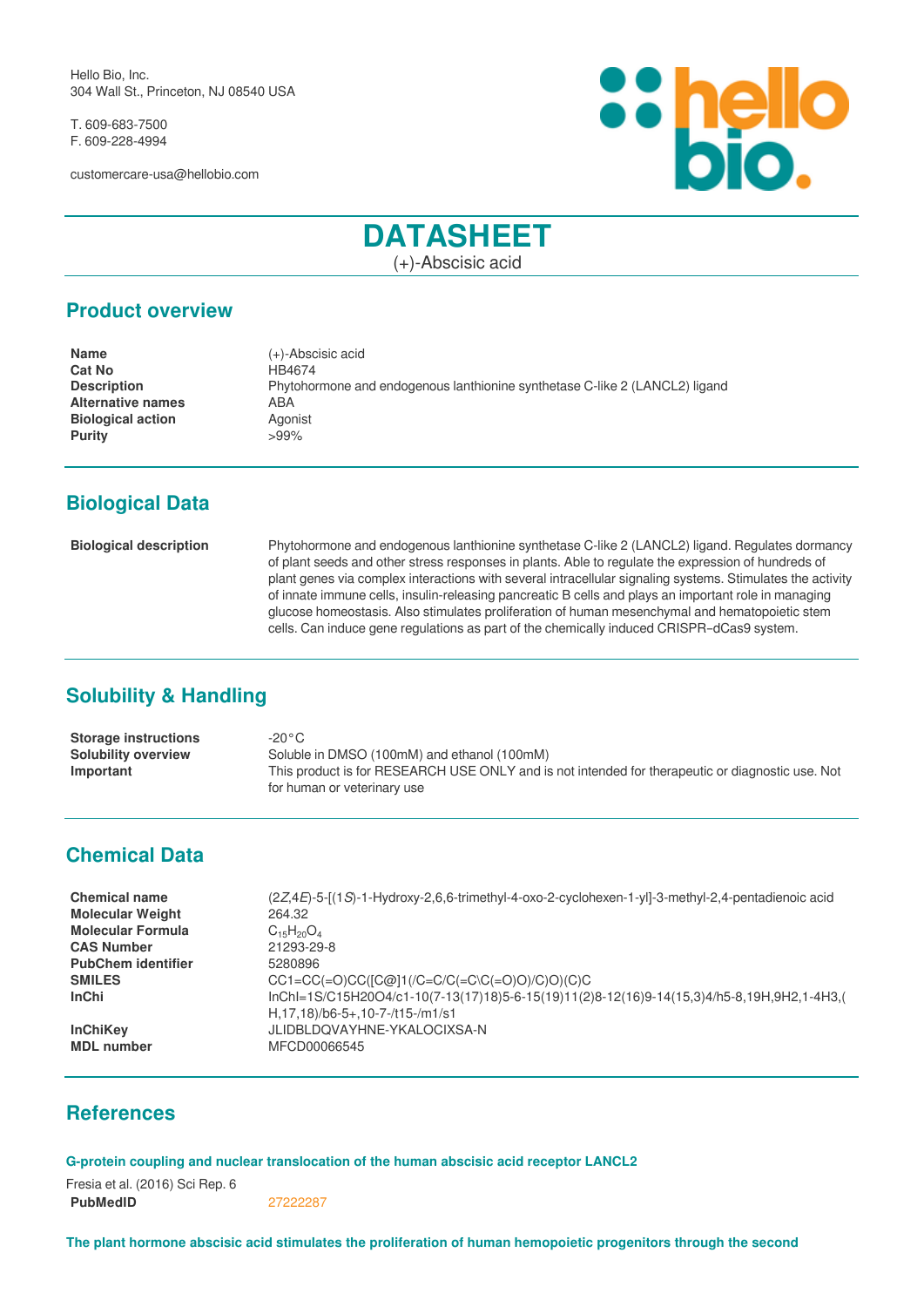Hello Bio, Inc.
304 Wall St., Princeton, NJ 08540 USA

T. 609-683-7500
F. 609-228-4994

customercare-usa@hellobio.com

# DATASHEET

(+)-Abscisic acid

## Product overview

| | |
|---|---|
| **Name** | (+)-Abscisic acid |
| **Cat No** | HB4674 |
| **Description** | Phytohormone and endogenous lanthionine synthetase C-like 2 (LANCL2) ligand |
| **Alternative names** | ABA |
| **Biological action** | Agonist |
| **Purity** | >99% |

## Biological Data

| | |
|---|---|
| **Biological description** | Phytohormone and endogenous lanthionine synthetase C-like 2 (LANCL2) ligand. Regulates dormancy of plant seeds and other stress responses in plants. Able to regulate the expression of hundreds of plant genes via complex interactions with several intracellular signaling systems. Stimulates the activity of innate immune cells, insulin-releasing pancreatic B cells and plays an important role in managing glucose homeostasis. Also stimulates proliferation of human mesenchymal and hematopoietic stem cells. Can induce gene regulations as part of the chemically induced CRISPR–dCas9 system. |

## Solubility & Handling

| | |
|---|---|
| **Storage instructions** | -20°C |
| **Solubility overview** | Soluble in DMSO (100mM) and ethanol (100mM) |
| **Important** | This product is for RESEARCH USE ONLY and is not intended for therapeutic or diagnostic use. Not for human or veterinary use |

## Chemical Data

| | |
|---|---|
| **Chemical name** | (2*Z*,4*E*)-5-[(1*S*)-1-Hydroxy-2,6,6-trimethyl-4-oxo-2-cyclohexen-1-yl]-3-methyl-2,4-pentadienoic acid |
| **Molecular Weight** | 264.32 |
| **Molecular Formula** | $C_{15}H_{20}O_4$ |
| **CAS Number** | 21293-29-8 |
| **PubChem identifier** | 5280896 |
| **SMILES** | CC1=CC(=O)CC([C@]1(/C=C/C(=C\C(=O)O)/C)O)(C)C |
| **InChi** | InChI=1S/C15H20O4/c1-10(7-13(17)18)5-6-15(19)11(2)8-12(16)9-14(15,3)4/h5-8,19H,9H2,1-4H3,(H,17,18)/b6-5+,10-7-/t15-/m1/s1 |
| **InChiKey** | JLIDBLDQVAYHNE-YKALOCIXSA-N |
| **MDL number** | MFCD00066545 |

## References

**G-protein coupling and nuclear translocation of the human abscisic acid receptor LANCL2**

Fresia et al. (2016) Sci Rep. 6

**PubMedID** 27222287

**The plant hormone abscisic acid stimulates the proliferation of human hemopoietic progenitors through the second**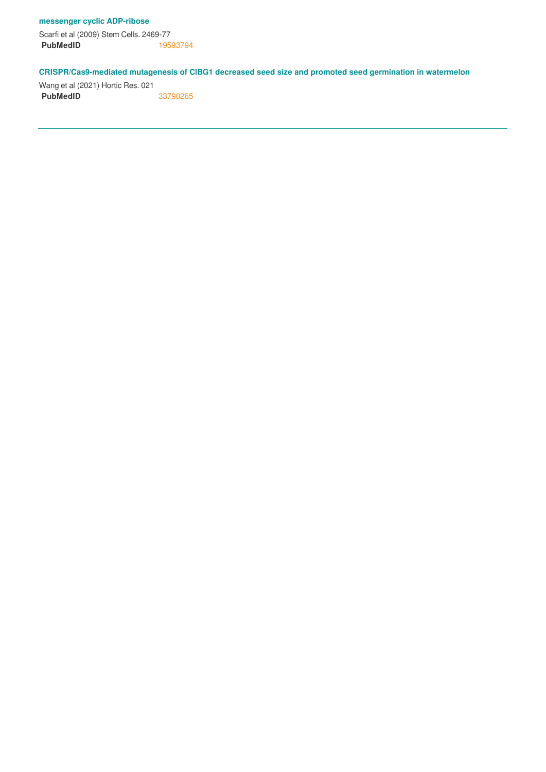**messenger cyclic ADP-ribose**

Scarfi et al (2009) Stem Cells. 2469-77

**PubMedID** 19593794

**CRISPR/Cas9-mediated mutagenesis of ClBG1 decreased seed size and promoted seed germination in watermelon**

Wang et al (2021) Hortic Res. 021

**PubMedID** 33790265